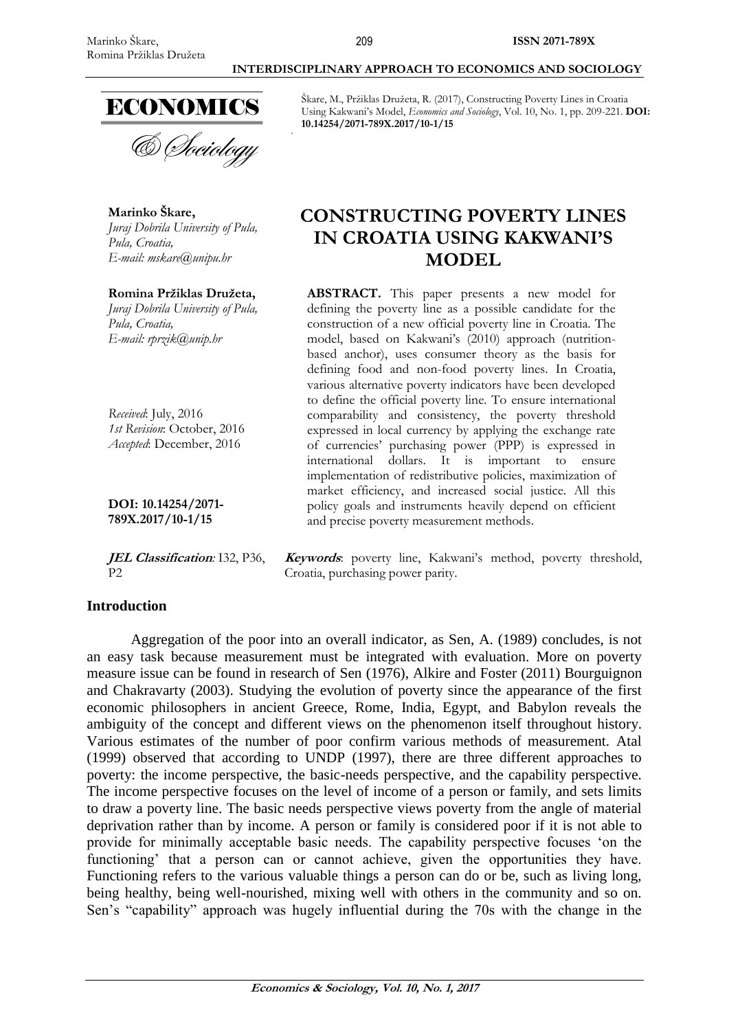Škare, M., Pržiklas Družeta, R. (2017), Constructing Poverty Lines in Croatia Using Kakwani's Model, *Economics and Sociology*, Vol. 10, No. 1, pp. 209-221. **DOI: 10.14254/2071-789X.2017/10-1/15**

# CONSTRUCTING POVERTY LINES IN CROATIA USING KAKWANI'S MODEL

**Marinko Škare,**
*Juraj Dobrila University of Pula, Pula, Croatia,*
*E-mail: mskare@unipu.hr*

**Romina Pržiklas Družeta,**
*Juraj Dobrila University of Pula, Pula, Croatia,*
*E-mail: rprzik@unip.hr*

*Received*: July, 2016
*1st Revision*: October, 2016
*Accepted*: December, 2016

**DOI: 10.14254/2071-789X.2017/10-1/15**

**JEL Classification***:* I32, P36, P2

**ABSTRACT.** This paper presents a new model for defining the poverty line as a possible candidate for the construction of a new official poverty line in Croatia. The model, based on Kakwani's (2010) approach (nutrition-based anchor), uses consumer theory as the basis for defining food and non-food poverty lines. In Croatia, various alternative poverty indicators have been developed to define the official poverty line. To ensure international comparability and consistency, the poverty threshold expressed in local currency by applying the exchange rate of currencies' purchasing power (PPP) is expressed in international dollars. It is important to ensure implementation of redistributive policies, maximization of market efficiency, and increased social justice. All this policy goals and instruments heavily depend on efficient and precise poverty measurement methods.

**Keywords**: poverty line, Kakwani's method, poverty threshold, Croatia, purchasing power parity.

## Introduction

Aggregation of the poor into an overall indicator, as Sen, A. (1989) concludes, is not an easy task because measurement must be integrated with evaluation. More on poverty measure issue can be found in research of Sen (1976), Alkire and Foster (2011) Bourguignon and Chakravarty (2003). Studying the evolution of poverty since the appearance of the first economic philosophers in ancient Greece, Rome, India, Egypt, and Babylon reveals the ambiguity of the concept and different views on the phenomenon itself throughout history. Various estimates of the number of poor confirm various methods of measurement. Atal (1999) observed that according to UNDP (1997), there are three different approaches to poverty: the income perspective, the basic-needs perspective, and the capability perspective. The income perspective focuses on the level of income of a person or family, and sets limits to draw a poverty line. The basic needs perspective views poverty from the angle of material deprivation rather than by income. A person or family is considered poor if it is not able to provide for minimally acceptable basic needs. The capability perspective focuses 'on the functioning' that a person can or cannot achieve, given the opportunities they have. Functioning refers to the various valuable things a person can do or be, such as living long, being healthy, being well-nourished, mixing well with others in the community and so on. Sen's "capability" approach was hugely influential during the 70s with the change in the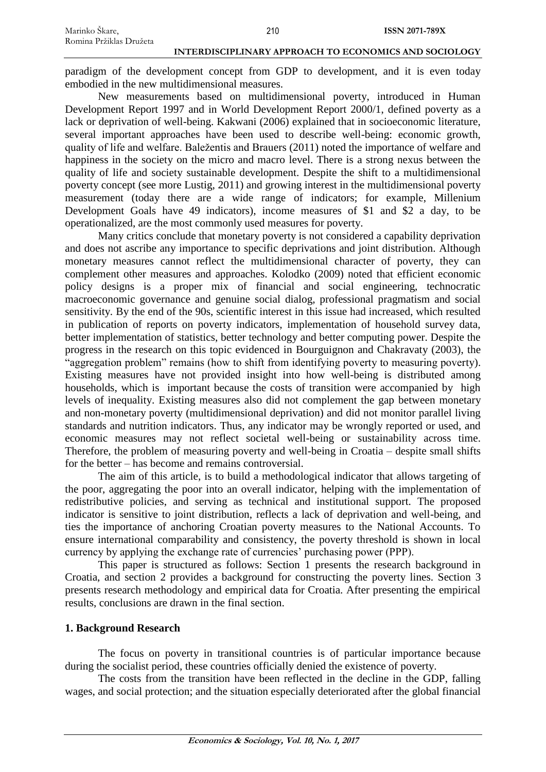paradigm of the development concept from GDP to development, and it is even today embodied in the new multidimensional measures.

New measurements based on multidimensional poverty, introduced in Human Development Report 1997 and in World Development Report 2000/1, defined poverty as a lack or deprivation of well-being. Kakwani (2006) explained that in socioeconomic literature, several important approaches have been used to describe well-being: economic growth, quality of life and welfare. Baležentis and Brauers (2011) noted the importance of welfare and happiness in the society on the micro and macro level. There is a strong nexus between the quality of life and society sustainable development. Despite the shift to a multidimensional poverty concept (see more Lustig, 2011) and growing interest in the multidimensional poverty measurement (today there are a wide range of indicators; for example, Millenium Development Goals have 49 indicators), income measures of \$1 and \$2 a day, to be operationalized, are the most commonly used measures for poverty.

Many critics conclude that monetary poverty is not considered a capability deprivation and does not ascribe any importance to specific deprivations and joint distribution. Although monetary measures cannot reflect the multidimensional character of poverty, they can complement other measures and approaches. Kolodko (2009) noted that efficient economic policy designs is a proper mix of financial and social engineering, technocratic macroeconomic governance and genuine social dialog, professional pragmatism and social sensitivity. By the end of the 90s, scientific interest in this issue had increased, which resulted in publication of reports on poverty indicators, implementation of household survey data, better implementation of statistics, better technology and better computing power. Despite the progress in the research on this topic evidenced in Bourguignon and Chakravaty (2003), the "aggregation problem" remains (how to shift from identifying poverty to measuring poverty). Existing measures have not provided insight into how well-being is distributed among households, which is important because the costs of transition were accompanied by high levels of inequality. Existing measures also did not complement the gap between monetary and non-monetary poverty (multidimensional deprivation) and did not monitor parallel living standards and nutrition indicators. Thus, any indicator may be wrongly reported or used, and economic measures may not reflect societal well-being or sustainability across time. Therefore, the problem of measuring poverty and well-being in Croatia – despite small shifts for the better – has become and remains controversial.

The aim of this article, is to build a methodological indicator that allows targeting of the poor, aggregating the poor into an overall indicator, helping with the implementation of redistributive policies, and serving as technical and institutional support. The proposed indicator is sensitive to joint distribution, reflects a lack of deprivation and well-being, and ties the importance of anchoring Croatian poverty measures to the National Accounts. To ensure international comparability and consistency, the poverty threshold is shown in local currency by applying the exchange rate of currencies' purchasing power (PPP).

This paper is structured as follows: Section 1 presents the research background in Croatia, and section 2 provides a background for constructing the poverty lines. Section 3 presents research methodology and empirical data for Croatia. After presenting the empirical results, conclusions are drawn in the final section.

## 1. Background Research

The focus on poverty in transitional countries is of particular importance because during the socialist period, these countries officially denied the existence of poverty.

The costs from the transition have been reflected in the decline in the GDP, falling wages, and social protection; and the situation especially deteriorated after the global financial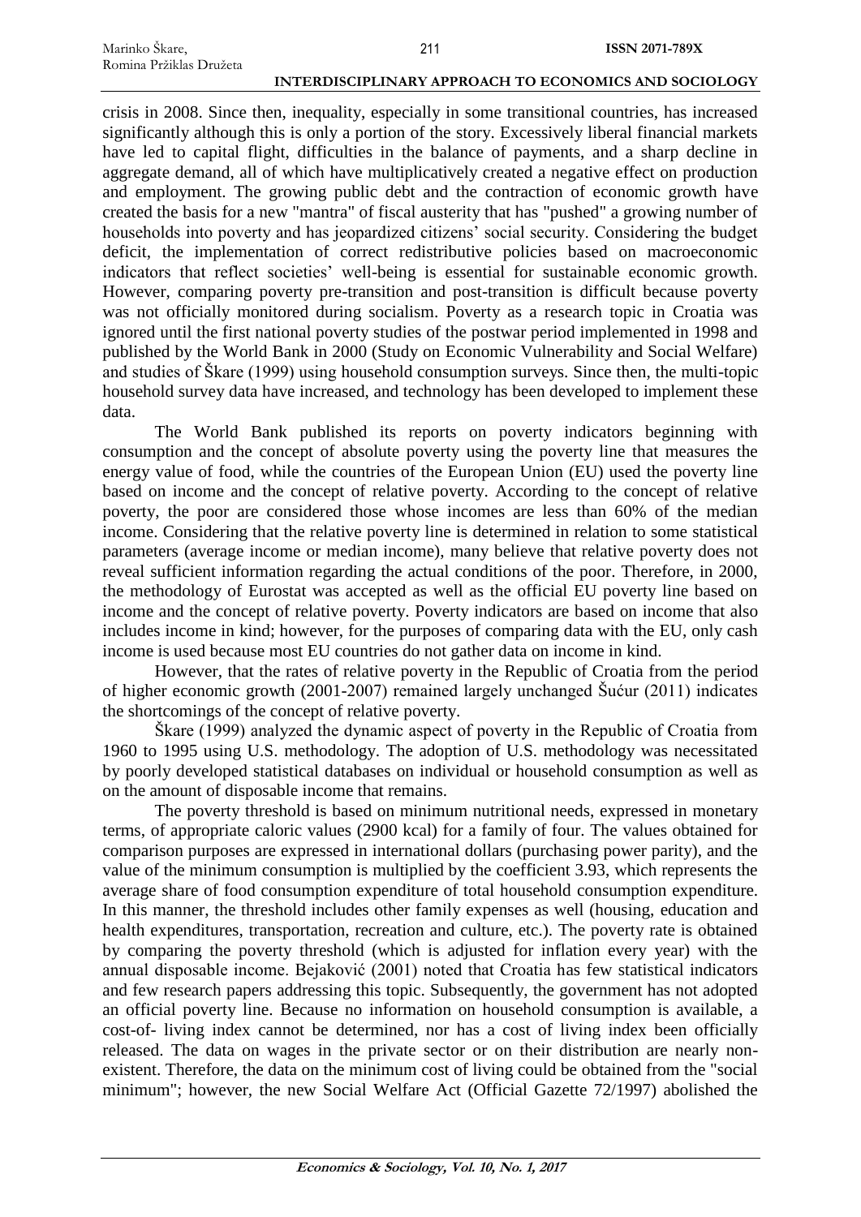crisis in 2008. Since then, inequality, especially in some transitional countries, has increased significantly although this is only a portion of the story. Excessively liberal financial markets have led to capital flight, difficulties in the balance of payments, and a sharp decline in aggregate demand, all of which have multiplicatively created a negative effect on production and employment. The growing public debt and the contraction of economic growth have created the basis for a new "mantra" of fiscal austerity that has "pushed" a growing number of households into poverty and has jeopardized citizens' social security. Considering the budget deficit, the implementation of correct redistributive policies based on macroeconomic indicators that reflect societies' well-being is essential for sustainable economic growth. However, comparing poverty pre-transition and post-transition is difficult because poverty was not officially monitored during socialism. Poverty as a research topic in Croatia was ignored until the first national poverty studies of the postwar period implemented in 1998 and published by the World Bank in 2000 (Study on Economic Vulnerability and Social Welfare) and studies of Škare (1999) using household consumption surveys. Since then, the multi-topic household survey data have increased, and technology has been developed to implement these data.

The World Bank published its reports on poverty indicators beginning with consumption and the concept of absolute poverty using the poverty line that measures the energy value of food, while the countries of the European Union (EU) used the poverty line based on income and the concept of relative poverty. According to the concept of relative poverty, the poor are considered those whose incomes are less than 60% of the median income. Considering that the relative poverty line is determined in relation to some statistical parameters (average income or median income), many believe that relative poverty does not reveal sufficient information regarding the actual conditions of the poor. Therefore, in 2000, the methodology of Eurostat was accepted as well as the official EU poverty line based on income and the concept of relative poverty. Poverty indicators are based on income that also includes income in kind; however, for the purposes of comparing data with the EU, only cash income is used because most EU countries do not gather data on income in kind.

However, that the rates of relative poverty in the Republic of Croatia from the period of higher economic growth (2001-2007) remained largely unchanged Šućur (2011) indicates the shortcomings of the concept of relative poverty.

Škare (1999) analyzed the dynamic aspect of poverty in the Republic of Croatia from 1960 to 1995 using U.S. methodology. The adoption of U.S. methodology was necessitated by poorly developed statistical databases on individual or household consumption as well as on the amount of disposable income that remains.

The poverty threshold is based on minimum nutritional needs, expressed in monetary terms, of appropriate caloric values (2900 kcal) for a family of four. The values obtained for comparison purposes are expressed in international dollars (purchasing power parity), and the value of the minimum consumption is multiplied by the coefficient 3.93, which represents the average share of food consumption expenditure of total household consumption expenditure. In this manner, the threshold includes other family expenses as well (housing, education and health expenditures, transportation, recreation and culture, etc.). The poverty rate is obtained by comparing the poverty threshold (which is adjusted for inflation every year) with the annual disposable income. Bejaković (2001) noted that Croatia has few statistical indicators and few research papers addressing this topic. Subsequently, the government has not adopted an official poverty line. Because no information on household consumption is available, a cost-of- living index cannot be determined, nor has a cost of living index been officially released. The data on wages in the private sector or on their distribution are nearly non-existent. Therefore, the data on the minimum cost of living could be obtained from the "social minimum"; however, the new Social Welfare Act (Official Gazette 72/1997) abolished the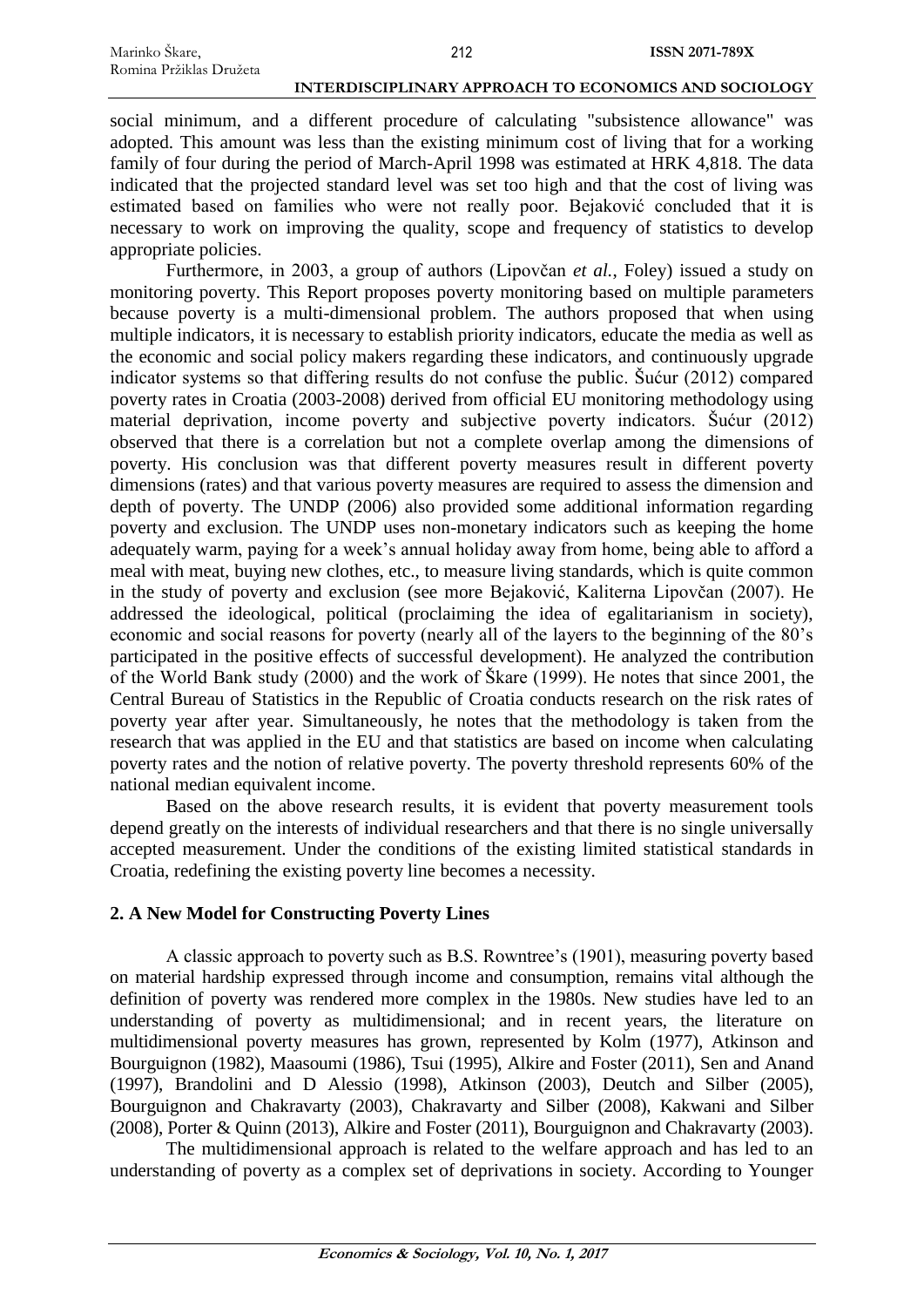social minimum, and a different procedure of calculating "subsistence allowance" was adopted. This amount was less than the existing minimum cost of living that for a working family of four during the period of March-April 1998 was estimated at HRK 4,818. The data indicated that the projected standard level was set too high and that the cost of living was estimated based on families who were not really poor. Bejaković concluded that it is necessary to work on improving the quality, scope and frequency of statistics to develop appropriate policies.

Furthermore, in 2003, a group of authors (Lipovčan *et al.*, Foley) issued a study on monitoring poverty. This Report proposes poverty monitoring based on multiple parameters because poverty is a multi-dimensional problem. The authors proposed that when using multiple indicators, it is necessary to establish priority indicators, educate the media as well as the economic and social policy makers regarding these indicators, and continuously upgrade indicator systems so that differing results do not confuse the public. Šućur (2012) compared poverty rates in Croatia (2003-2008) derived from official EU monitoring methodology using material deprivation, income poverty and subjective poverty indicators. Šućur (2012) observed that there is a correlation but not a complete overlap among the dimensions of poverty. His conclusion was that different poverty measures result in different poverty dimensions (rates) and that various poverty measures are required to assess the dimension and depth of poverty. The UNDP (2006) also provided some additional information regarding poverty and exclusion. The UNDP uses non-monetary indicators such as keeping the home adequately warm, paying for a week's annual holiday away from home, being able to afford a meal with meat, buying new clothes, etc., to measure living standards, which is quite common in the study of poverty and exclusion (see more Bejaković, Kaliterna Lipovčan (2007). He addressed the ideological, political (proclaiming the idea of egalitarianism in society), economic and social reasons for poverty (nearly all of the layers to the beginning of the 80's participated in the positive effects of successful development). He analyzed the contribution of the World Bank study (2000) and the work of Škare (1999). He notes that since 2001, the Central Bureau of Statistics in the Republic of Croatia conducts research on the risk rates of poverty year after year. Simultaneously, he notes that the methodology is taken from the research that was applied in the EU and that statistics are based on income when calculating poverty rates and the notion of relative poverty. The poverty threshold represents 60% of the national median equivalent income.

Based on the above research results, it is evident that poverty measurement tools depend greatly on the interests of individual researchers and that there is no single universally accepted measurement. Under the conditions of the existing limited statistical standards in Croatia, redefining the existing poverty line becomes a necessity.

## 2. A New Model for Constructing Poverty Lines

A classic approach to poverty such as B.S. Rowntree's (1901), measuring poverty based on material hardship expressed through income and consumption, remains vital although the definition of poverty was rendered more complex in the 1980s. New studies have led to an understanding of poverty as multidimensional; and in recent years, the literature on multidimensional poverty measures has grown, represented by Kolm (1977), Atkinson and Bourguignon (1982), Maasoumi (1986), Tsui (1995), Alkire and Foster (2011), Sen and Anand (1997), Brandolini and D Alessio (1998), Atkinson (2003), Deutch and Silber (2005), Bourguignon and Chakravarty (2003), Chakravarty and Silber (2008), Kakwani and Silber (2008), Porter & Quinn (2013), Alkire and Foster (2011), Bourguignon and Chakravarty (2003).

The multidimensional approach is related to the welfare approach and has led to an understanding of poverty as a complex set of deprivations in society. According to Younger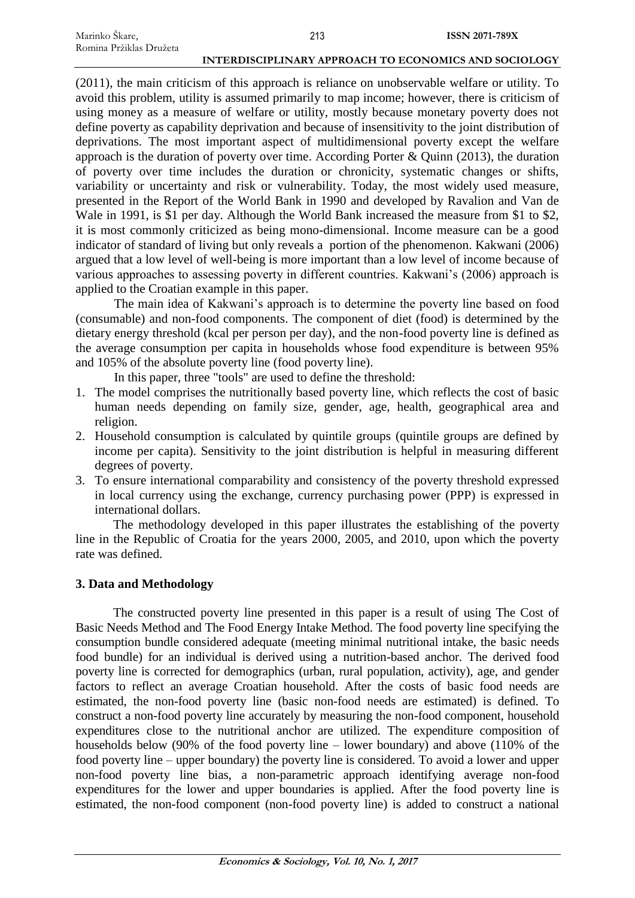(2011), the main criticism of this approach is reliance on unobservable welfare or utility. To avoid this problem, utility is assumed primarily to map income; however, there is criticism of using money as a measure of welfare or utility, mostly because monetary poverty does not define poverty as capability deprivation and because of insensitivity to the joint distribution of deprivations. The most important aspect of multidimensional poverty except the welfare approach is the duration of poverty over time. According Porter & Quinn (2013), the duration of poverty over time includes the duration or chronicity, systematic changes or shifts, variability or uncertainty and risk or vulnerability. Today, the most widely used measure, presented in the Report of the World Bank in 1990 and developed by Ravalion and Van de Wale in 1991, is $1 per day. Although the World Bank increased the measure from $1 to $2, it is most commonly criticized as being mono-dimensional. Income measure can be a good indicator of standard of living but only reveals a portion of the phenomenon. Kakwani (2006) argued that a low level of well-being is more important than a low level of income because of various approaches to assessing poverty in different countries. Kakwani's (2006) approach is applied to the Croatian example in this paper.

The main idea of Kakwani's approach is to determine the poverty line based on food (consumable) and non-food components. The component of diet (food) is determined by the dietary energy threshold (kcal per person per day), and the non-food poverty line is defined as the average consumption per capita in households whose food expenditure is between 95% and 105% of the absolute poverty line (food poverty line).

In this paper, three "tools" are used to define the threshold:

1. The model comprises the nutritionally based poverty line, which reflects the cost of basic human needs depending on family size, gender, age, health, geographical area and religion.
2. Household consumption is calculated by quintile groups (quintile groups are defined by income per capita). Sensitivity to the joint distribution is helpful in measuring different degrees of poverty.
3. To ensure international comparability and consistency of the poverty threshold expressed in local currency using the exchange, currency purchasing power (PPP) is expressed in international dollars.

The methodology developed in this paper illustrates the establishing of the poverty line in the Republic of Croatia for the years 2000, 2005, and 2010, upon which the poverty rate was defined.

## 3. Data and Methodology

The constructed poverty line presented in this paper is a result of using The Cost of Basic Needs Method and The Food Energy Intake Method. The food poverty line specifying the consumption bundle considered adequate (meeting minimal nutritional intake, the basic needs food bundle) for an individual is derived using a nutrition-based anchor. The derived food poverty line is corrected for demographics (urban, rural population, activity), age, and gender factors to reflect an average Croatian household. After the costs of basic food needs are estimated, the non-food poverty line (basic non-food needs are estimated) is defined. To construct a non-food poverty line accurately by measuring the non-food component, household expenditures close to the nutritional anchor are utilized. The expenditure composition of households below (90% of the food poverty line – lower boundary) and above (110% of the food poverty line – upper boundary) the poverty line is considered. To avoid a lower and upper non-food poverty line bias, a non-parametric approach identifying average non-food expenditures for the lower and upper boundaries is applied. After the food poverty line is estimated, the non-food component (non-food poverty line) is added to construct a national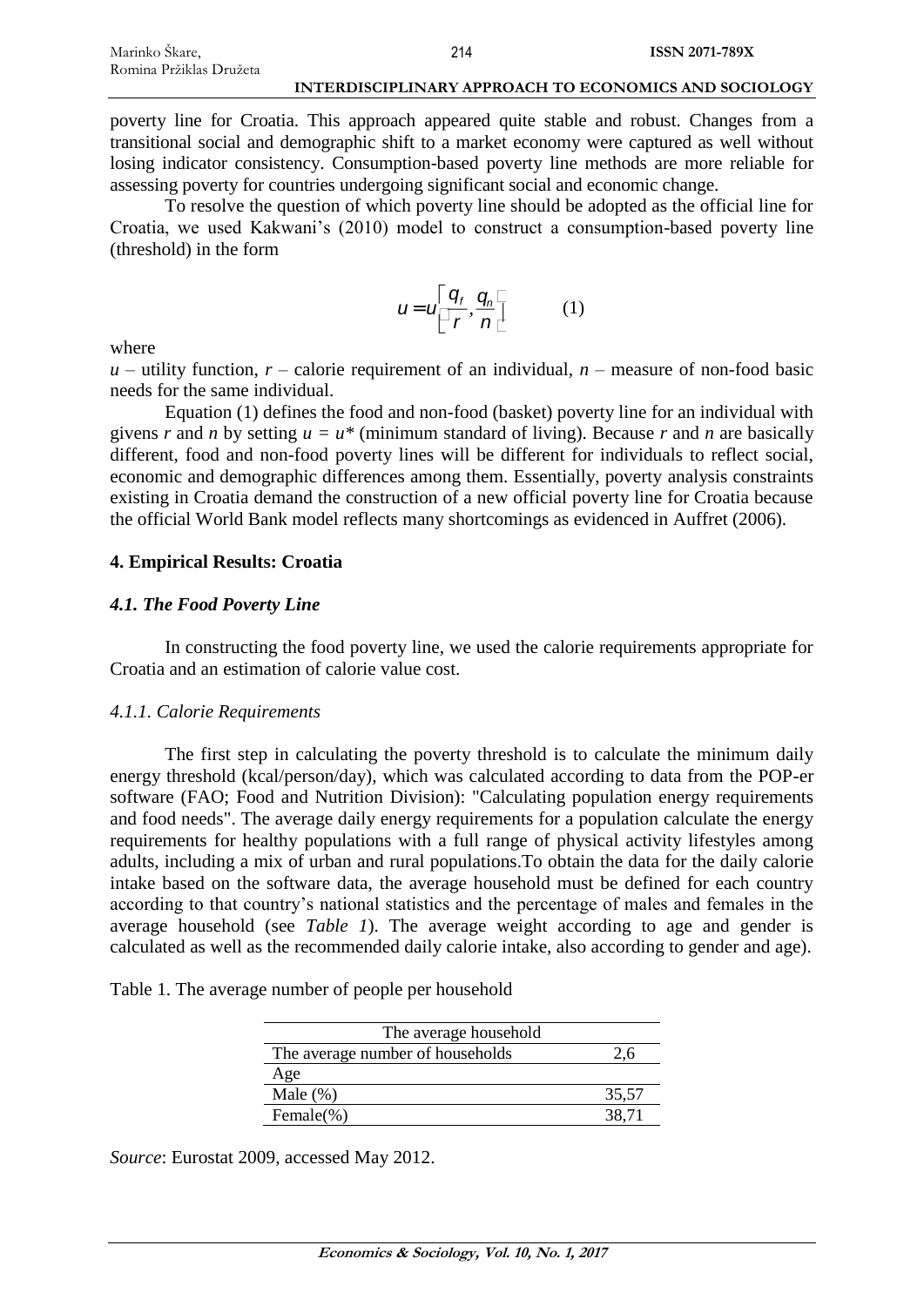poverty line for Croatia. This approach appeared quite stable and robust. Changes from a transitional social and demographic shift to a market economy were captured as well without losing indicator consistency. Consumption-based poverty line methods are more reliable for assessing poverty for countries undergoing significant social and economic change.

To resolve the question of which poverty line should be adopted as the official line for Croatia, we used Kakwani's (2010) model to construct a consumption-based poverty line (threshold) in the form

$$u = u\left[\frac{q_f}{r}, \frac{q_n}{n}\right] \qquad (1)$$

where

$u$ – utility function, $r$ – calorie requirement of an individual, $n$ – measure of non-food basic needs for the same individual.

Equation (1) defines the food and non-food (basket) poverty line for an individual with givens $r$ and $n$ by setting $u = u^*$ (minimum standard of living). Because $r$ and $n$ are basically different, food and non-food poverty lines will be different for individuals to reflect social, economic and demographic differences among them. Essentially, poverty analysis constraints existing in Croatia demand the construction of a new official poverty line for Croatia because the official World Bank model reflects many shortcomings as evidenced in Auffret (2006).

## 4. Empirical Results: Croatia

### *4.1. The Food Poverty Line*

In constructing the food poverty line, we used the calorie requirements appropriate for Croatia and an estimation of calorie value cost.

#### *4.1.1. Calorie Requirements*

The first step in calculating the poverty threshold is to calculate the minimum daily energy threshold (kcal/person/day), which was calculated according to data from the POP-er software (FAO; Food and Nutrition Division): "Calculating population energy requirements and food needs". The average daily energy requirements for a population calculate the energy requirements for healthy populations with a full range of physical activity lifestyles among adults, including a mix of urban and rural populations.To obtain the data for the daily calorie intake based on the software data, the average household must be defined for each country according to that country's national statistics and the percentage of males and females in the average household (see *Table 1*). The average weight according to age and gender is calculated as well as the recommended daily calorie intake, also according to gender and age).

Table 1. The average number of people per household

| The average household | |
|---|---|
| The average number of households | 2,6 |
| Age | |
| Male (%) | 35,57 |
| Female(%) | 38,71 |

*Source*: Eurostat 2009, accessed May 2012.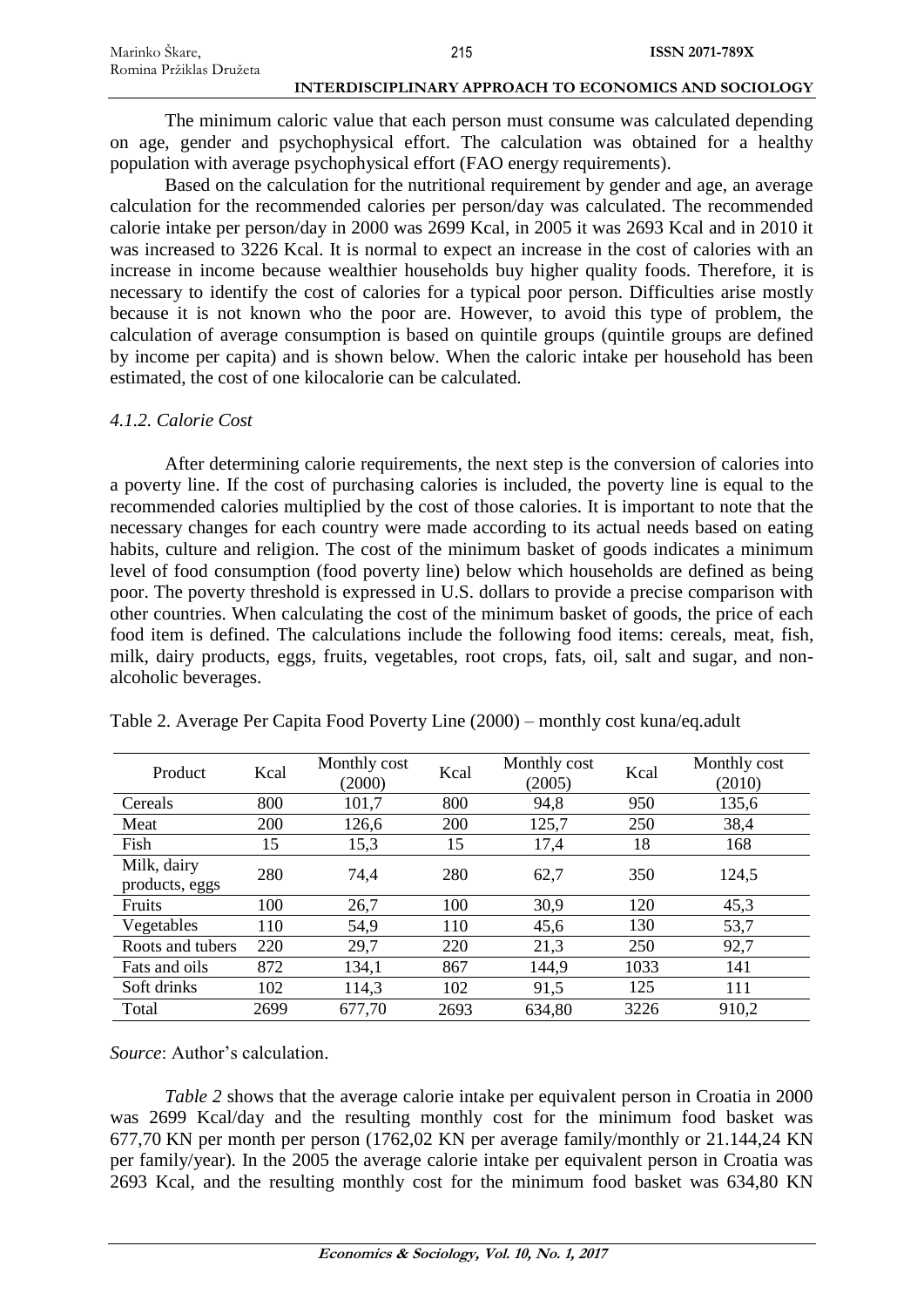The minimum caloric value that each person must consume was calculated depending on age, gender and psychophysical effort. The calculation was obtained for a healthy population with average psychophysical effort (FAO energy requirements).

Based on the calculation for the nutritional requirement by gender and age, an average calculation for the recommended calories per person/day was calculated. The recommended calorie intake per person/day in 2000 was 2699 Kcal, in 2005 it was 2693 Kcal and in 2010 it was increased to 3226 Kcal. It is normal to expect an increase in the cost of calories with an increase in income because wealthier households buy higher quality foods. Therefore, it is necessary to identify the cost of calories for a typical poor person. Difficulties arise mostly because it is not known who the poor are. However, to avoid this type of problem, the calculation of average consumption is based on quintile groups (quintile groups are defined by income per capita) and is shown below. When the caloric intake per household has been estimated, the cost of one kilocalorie can be calculated.

#### *4.1.2. Calorie Cost*

After determining calorie requirements, the next step is the conversion of calories into a poverty line. If the cost of purchasing calories is included, the poverty line is equal to the recommended calories multiplied by the cost of those calories. It is important to note that the necessary changes for each country were made according to its actual needs based on eating habits, culture and religion. The cost of the minimum basket of goods indicates a minimum level of food consumption (food poverty line) below which households are defined as being poor. The poverty threshold is expressed in U.S. dollars to provide a precise comparison with other countries. When calculating the cost of the minimum basket of goods, the price of each food item is defined. The calculations include the following food items: cereals, meat, fish, milk, dairy products, eggs, fruits, vegetables, root crops, fats, oil, salt and sugar, and non-alcoholic beverages.

Table 2. Average Per Capita Food Poverty Line (2000) – monthly cost kuna/eq.adult

| Product | Kcal | Monthly cost (2000) | Kcal | Monthly cost (2005) | Kcal | Monthly cost (2010) |
|---|---|---|---|---|---|---|
| Cereals | 800 | 101,7 | 800 | 94,8 | 950 | 135,6 |
| Meat | 200 | 126,6 | 200 | 125,7 | 250 | 38,4 |
| Fish | 15 | 15,3 | 15 | 17,4 | 18 | 168 |
| Milk, dairy products, eggs | 280 | 74,4 | 280 | 62,7 | 350 | 124,5 |
| Fruits | 100 | 26,7 | 100 | 30,9 | 120 | 45,3 |
| Vegetables | 110 | 54,9 | 110 | 45,6 | 130 | 53,7 |
| Roots and tubers | 220 | 29,7 | 220 | 21,3 | 250 | 92,7 |
| Fats and oils | 872 | 134,1 | 867 | 144,9 | 1033 | 141 |
| Soft drinks | 102 | 114,3 | 102 | 91,5 | 125 | 111 |
| Total | 2699 | 677,70 | 2693 | 634,80 | 3226 | 910,2 |

*Source*: Author's calculation.

*Table 2* shows that the average calorie intake per equivalent person in Croatia in 2000 was 2699 Kcal/day and the resulting monthly cost for the minimum food basket was 677,70 KN per month per person (1762,02 KN per average family/monthly or 21.144,24 KN per family/year). In the 2005 the average calorie intake per equivalent person in Croatia was 2693 Kcal, and the resulting monthly cost for the minimum food basket was 634,80 KN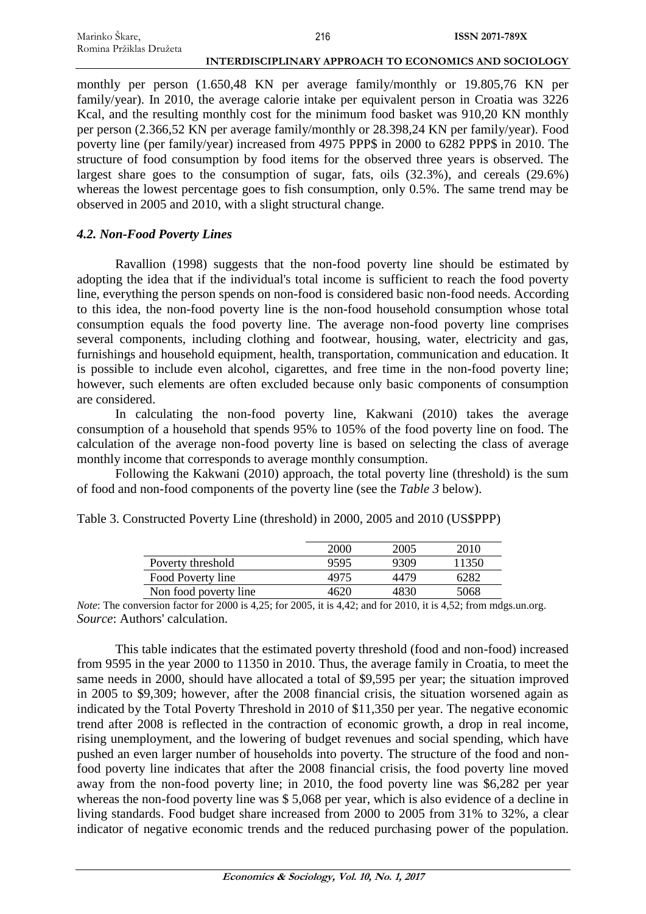monthly per person (1.650,48 KN per average family/monthly or 19.805,76 KN per family/year). In 2010, the average calorie intake per equivalent person in Croatia was 3226 Kcal, and the resulting monthly cost for the minimum food basket was 910,20 KN monthly per person (2.366,52 KN per average family/monthly or 28.398,24 KN per family/year). Food poverty line (per family/year) increased from 4975 PPP$ in 2000 to 6282 PPP$ in 2010. The structure of food consumption by food items for the observed three years is observed. The largest share goes to the consumption of sugar, fats, oils (32.3%), and cereals (29.6%) whereas the lowest percentage goes to fish consumption, only 0.5%. The same trend may be observed in 2005 and 2010, with a slight structural change.

### *4.2. Non-Food Poverty Lines*

Ravallion (1998) suggests that the non-food poverty line should be estimated by adopting the idea that if the individual's total income is sufficient to reach the food poverty line, everything the person spends on non-food is considered basic non-food needs. According to this idea, the non-food poverty line is the non-food household consumption whose total consumption equals the food poverty line. The average non-food poverty line comprises several components, including clothing and footwear, housing, water, electricity and gas, furnishings and household equipment, health, transportation, communication and education. It is possible to include even alcohol, cigarettes, and free time in the non-food poverty line; however, such elements are often excluded because only basic components of consumption are considered.

In calculating the non-food poverty line, Kakwani (2010) takes the average consumption of a household that spends 95% to 105% of the food poverty line on food. The calculation of the average non-food poverty line is based on selecting the class of average monthly income that corresponds to average monthly consumption.

Following the Kakwani (2010) approach, the total poverty line (threshold) is the sum of food and non-food components of the poverty line (see the *Table 3* below).

Table 3. Constructed Poverty Line (threshold) in 2000, 2005 and 2010 (US$PPP)

| | 2000 | 2005 | 2010 |
|---|---|---|---|
| Poverty threshold | 9595 | 9309 | 11350 |
| Food Poverty line | 4975 | 4479 | 6282 |
| Non food poverty line | 4620 | 4830 | 5068 |

*Note*: The conversion factor for 2000 is 4,25; for 2005, it is 4,42; and for 2010, it is 4,52; from mdgs.un.org.
*Source*: Authors' calculation.

This table indicates that the estimated poverty threshold (food and non-food) increased from 9595 in the year 2000 to 11350 in 2010. Thus, the average family in Croatia, to meet the same needs in 2000, should have allocated a total of $9,595 per year; the situation improved in 2005 to $9,309; however, after the 2008 financial crisis, the situation worsened again as indicated by the Total Poverty Threshold in 2010 of $11,350 per year. The negative economic trend after 2008 is reflected in the contraction of economic growth, a drop in real income, rising unemployment, and the lowering of budget revenues and social spending, which have pushed an even larger number of households into poverty. The structure of the food and non-food poverty line indicates that after the 2008 financial crisis, the food poverty line moved away from the non-food poverty line; in 2010, the food poverty line was $6,282 per year whereas the non-food poverty line was $ 5,068 per year, which is also evidence of a decline in living standards. Food budget share increased from 2000 to 2005 from 31% to 32%, a clear indicator of negative economic trends and the reduced purchasing power of the population.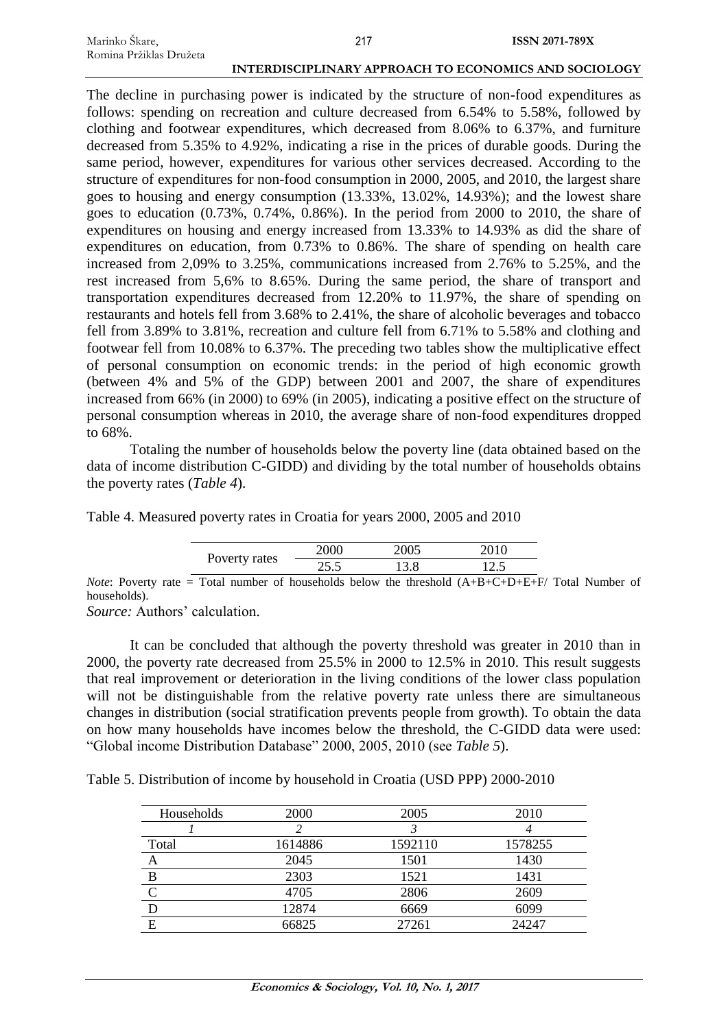The decline in purchasing power is indicated by the structure of non-food expenditures as follows: spending on recreation and culture decreased from 6.54% to 5.58%, followed by clothing and footwear expenditures, which decreased from 8.06% to 6.37%, and furniture decreased from 5.35% to 4.92%, indicating a rise in the prices of durable goods. During the same period, however, expenditures for various other services decreased. According to the structure of expenditures for non-food consumption in 2000, 2005, and 2010, the largest share goes to housing and energy consumption (13.33%, 13.02%, 14.93%); and the lowest share goes to education (0.73%, 0.74%, 0.86%). In the period from 2000 to 2010, the share of expenditures on housing and energy increased from 13.33% to 14.93% as did the share of expenditures on education, from 0.73% to 0.86%. The share of spending on health care increased from 2,09% to 3.25%, communications increased from 2.76% to 5.25%, and the rest increased from 5,6% to 8.65%. During the same period, the share of transport and transportation expenditures decreased from 12.20% to 11.97%, the share of spending on restaurants and hotels fell from 3.68% to 2.41%, the share of alcoholic beverages and tobacco fell from 3.89% to 3.81%, recreation and culture fell from 6.71% to 5.58% and clothing and footwear fell from 10.08% to 6.37%. The preceding two tables show the multiplicative effect of personal consumption on economic trends: in the period of high economic growth (between 4% and 5% of the GDP) between 2001 and 2007, the share of expenditures increased from 66% (in 2000) to 69% (in 2005), indicating a positive effect on the structure of personal consumption whereas in 2010, the average share of non-food expenditures dropped to 68%.

Totaling the number of households below the poverty line (data obtained based on the data of income distribution C-GIDD) and dividing by the total number of households obtains the poverty rates (*Table 4*).

Table 4. Measured poverty rates in Croatia for years 2000, 2005 and 2010

| Poverty rates | 2000 | 2005 | 2010 |
|---|---|---|---|
| | 25.5 | 13.8 | 12.5 |

*Note*: Poverty rate = Total number of households below the threshold (A+B+C+D+E+F/ Total Number of households).

*Source:* Authors' calculation.

It can be concluded that although the poverty threshold was greater in 2010 than in 2000, the poverty rate decreased from 25.5% in 2000 to 12.5% in 2010. This result suggests that real improvement or deterioration in the living conditions of the lower class population will not be distinguishable from the relative poverty rate unless there are simultaneous changes in distribution (social stratification prevents people from growth). To obtain the data on how many households have incomes below the threshold, the C-GIDD data were used: "Global income Distribution Database" 2000, 2005, 2010 (see *Table 5*).

Table 5. Distribution of income by household in Croatia (USD PPP) 2000-2010

| Households | 2000 | 2005 | 2010 |
|---|---|---|---|
| *1* | *2* | *3* | *4* |
| Total | 1614886 | 1592110 | 1578255 |
| A | 2045 | 1501 | 1430 |
| B | 2303 | 1521 | 1431 |
| C | 4705 | 2806 | 2609 |
| D | 12874 | 6669 | 6099 |
| E | 66825 | 27261 | 24247 |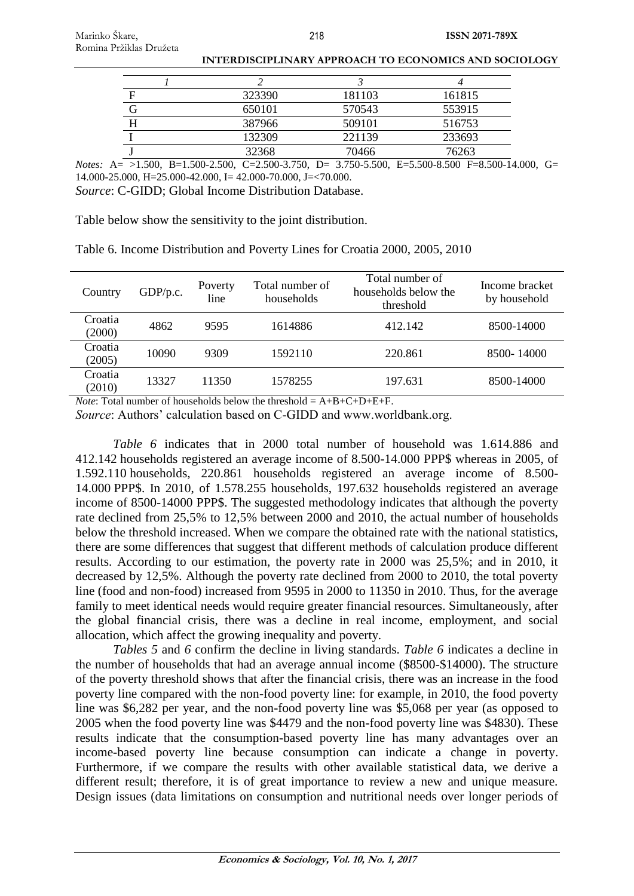| 1 | 2 | 3 | 4 |
|---|---|---|---|
| F | 323390 | 181103 | 161815 |
| G | 650101 | 570543 | 553915 |
| H | 387966 | 509101 | 516753 |
| I | 132309 | 221139 | 233693 |
| J | 32368 | 70466 | 76263 |

*Notes:* A= >1.500, B=1.500-2.500, C=2.500-3.750, D= 3.750-5.500, E=5.500-8.500 F=8.500-14.000, G= 14.000-25.000, H=25.000-42.000, I= 42.000-70.000, J=<70.000.

*Source*: C-GIDD; Global Income Distribution Database.

Table below show the sensitivity to the joint distribution.

Table 6. Income Distribution and Poverty Lines for Croatia 2000, 2005, 2010

| Country | GDP/p.c. | Poverty line | Total number of households | Total number of households below the threshold | Income bracket by household |
|---|---|---|---|---|---|
| Croatia (2000) | 4862 | 9595 | 1614886 | 412.142 | 8500-14000 |
| Croatia (2005) | 10090 | 9309 | 1592110 | 220.861 | 8500- 14000 |
| Croatia (2010) | 13327 | 11350 | 1578255 | 197.631 | 8500-14000 |

*Note*: Total number of households below the threshold = A+B+C+D+E+F.

*Source*: Authors' calculation based on C-GIDD and www.worldbank.org.

*Table 6* indicates that in 2000 total number of household was 1.614.886 and 412.142 households registered an average income of 8.500-14.000 PPP$ whereas in 2005, of 1.592.110 households, 220.861 households registered an average income of 8.500-14.000 PPP$. In 2010, of 1.578.255 households, 197.632 households registered an average income of 8500-14000 PPP$. The suggested methodology indicates that although the poverty rate declined from 25,5% to 12,5% between 2000 and 2010, the actual number of households below the threshold increased. When we compare the obtained rate with the national statistics, there are some differences that suggest that different methods of calculation produce different results. According to our estimation, the poverty rate in 2000 was 25,5%; and in 2010, it decreased by 12,5%. Although the poverty rate declined from 2000 to 2010, the total poverty line (food and non-food) increased from 9595 in 2000 to 11350 in 2010. Thus, for the average family to meet identical needs would require greater financial resources. Simultaneously, after the global financial crisis, there was a decline in real income, employment, and social allocation, which affect the growing inequality and poverty.

*Tables 5* and *6* confirm the decline in living standards. *Table 6* indicates a decline in the number of households that had an average annual income ($8500-$14000). The structure of the poverty threshold shows that after the financial crisis, there was an increase in the food poverty line compared with the non-food poverty line: for example, in 2010, the food poverty line was $6,282 per year, and the non-food poverty line was $5,068 per year (as opposed to 2005 when the food poverty line was $4479 and the non-food poverty line was $4830). These results indicate that the consumption-based poverty line has many advantages over an income-based poverty line because consumption can indicate a change in poverty. Furthermore, if we compare the results with other available statistical data, we derive a different result; therefore, it is of great importance to review a new and unique measure. Design issues (data limitations on consumption and nutritional needs over longer periods of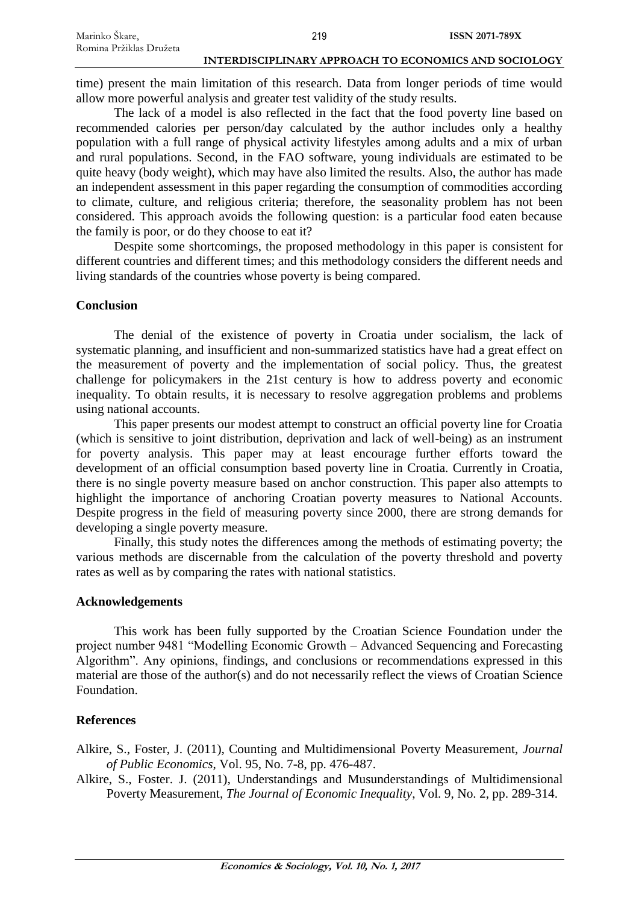time) present the main limitation of this research. Data from longer periods of time would allow more powerful analysis and greater test validity of the study results.

The lack of a model is also reflected in the fact that the food poverty line based on recommended calories per person/day calculated by the author includes only a healthy population with a full range of physical activity lifestyles among adults and a mix of urban and rural populations. Second, in the FAO software, young individuals are estimated to be quite heavy (body weight), which may have also limited the results. Also, the author has made an independent assessment in this paper regarding the consumption of commodities according to climate, culture, and religious criteria; therefore, the seasonality problem has not been considered. This approach avoids the following question: is a particular food eaten because the family is poor, or do they choose to eat it?

Despite some shortcomings, the proposed methodology in this paper is consistent for different countries and different times; and this methodology considers the different needs and living standards of the countries whose poverty is being compared.

## Conclusion

The denial of the existence of poverty in Croatia under socialism, the lack of systematic planning, and insufficient and non-summarized statistics have had a great effect on the measurement of poverty and the implementation of social policy. Thus, the greatest challenge for policymakers in the 21st century is how to address poverty and economic inequality. To obtain results, it is necessary to resolve aggregation problems and problems using national accounts.

This paper presents our modest attempt to construct an official poverty line for Croatia (which is sensitive to joint distribution, deprivation and lack of well-being) as an instrument for poverty analysis. This paper may at least encourage further efforts toward the development of an official consumption based poverty line in Croatia. Currently in Croatia, there is no single poverty measure based on anchor construction. This paper also attempts to highlight the importance of anchoring Croatian poverty measures to National Accounts. Despite progress in the field of measuring poverty since 2000, there are strong demands for developing a single poverty measure.

Finally, this study notes the differences among the methods of estimating poverty; the various methods are discernable from the calculation of the poverty threshold and poverty rates as well as by comparing the rates with national statistics.

## Acknowledgements

This work has been fully supported by the Croatian Science Foundation under the project number 9481 "Modelling Economic Growth – Advanced Sequencing and Forecasting Algorithm". Any opinions, findings, and conclusions or recommendations expressed in this material are those of the author(s) and do not necessarily reflect the views of Croatian Science Foundation.

## References

Alkire, S., Foster, J. (2011), Counting and Multidimensional Poverty Measurement, *Journal of Public Economics*, Vol. 95, No. 7-8, pp. 476-487.

Alkire, S., Foster. J. (2011), Understandings and Musunderstandings of Multidimensional Poverty Measurement, *The Journal of Economic Inequality*, Vol. 9, No. 2, pp. 289-314.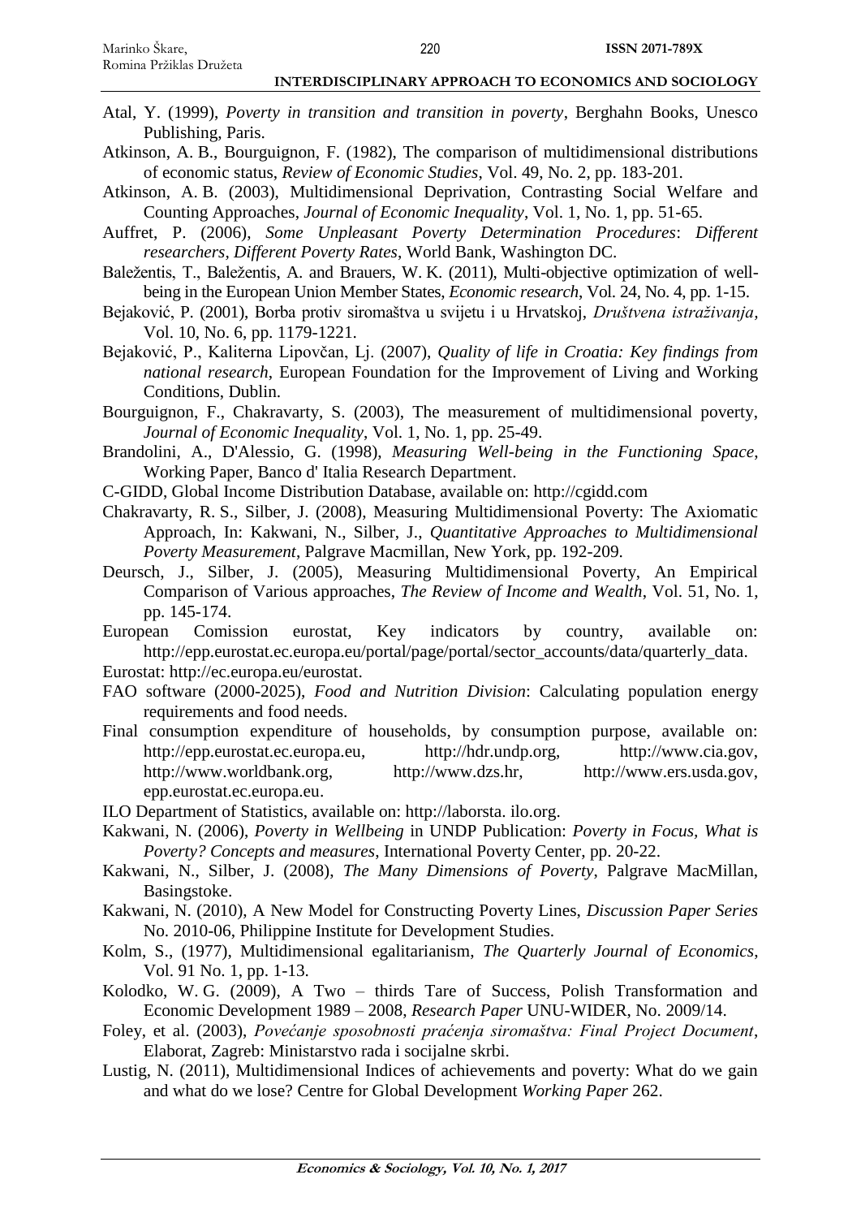Atal, Y. (1999), *Poverty in transition and transition in poverty*, Berghahn Books, Unesco Publishing, Paris.

Atkinson, A. B., Bourguignon, F. (1982), The comparison of multidimensional distributions of economic status, *Review of Economic Studies*, Vol. 49, No. 2, pp. 183-201.

Atkinson, A. B. (2003), Multidimensional Deprivation, Contrasting Social Welfare and Counting Approaches, *Journal of Economic Inequality*, Vol. 1, No. 1, pp. 51-65.

Auffret, P. (2006), *Some Unpleasant Poverty Determination Procedures*: *Different researchers, Different Poverty Rates*, World Bank, Washington DC.

Baležentis, T., Baležentis, A. and Brauers, W. K. (2011), Multi-objective optimization of well-being in the European Union Member States, *Economic research*, Vol. 24, No. 4, pp. 1-15.

Bejaković, P. (2001), Borba protiv siromaštva u svijetu i u Hrvatskoj, *Društvena istraživanja*, Vol. 10, No. 6, pp. 1179-1221.

Bejaković, P., Kaliterna Lipovčan, Lj. (2007), *Quality of life in Croatia: Key findings from national research*, European Foundation for the Improvement of Living and Working Conditions, Dublin.

Bourguignon, F., Chakravarty, S. (2003), The measurement of multidimensional poverty, *Journal of Economic Inequality*, Vol. 1, No. 1, pp. 25-49.

Brandolini, A., D'Alessio, G. (1998), *Measuring Well-being in the Functioning Space*, Working Paper, Banco d' Italia Research Department.

C-GIDD, Global Income Distribution Database, available on: http://cgidd.com

Chakravarty, R. S., Silber, J. (2008), Measuring Multidimensional Poverty: The Axiomatic Approach, In: Kakwani, N., Silber, J., *Quantitative Approaches to Multidimensional Poverty Measurement*, Palgrave Macmillan, New York, pp. 192-209.

Deursch, J., Silber, J. (2005), Measuring Multidimensional Poverty, An Empirical Comparison of Various approaches, *The Review of Income and Wealth*, Vol. 51, No. 1, pp. 145-174.

European Comission eurostat, Key indicators by country, available on: http://epp.eurostat.ec.europa.eu/portal/page/portal/sector_accounts/data/quarterly_data.

Eurostat: http://ec.europa.eu/eurostat.

FAO software (2000-2025), *Food and Nutrition Division*: Calculating population energy requirements and food needs.

Final consumption expenditure of households, by consumption purpose, available on: http://epp.eurostat.ec.europa.eu, http://hdr.undp.org, http://www.cia.gov, http://www.worldbank.org, http://www.dzs.hr, http://www.ers.usda.gov, epp.eurostat.ec.europa.eu.

ILO Department of Statistics, available on: http://laborsta. ilo.org.

Kakwani, N. (2006), *Poverty in Wellbeing* in UNDP Publication: *Poverty in Focus, What is Poverty? Concepts and measures*, International Poverty Center, pp. 20-22.

Kakwani, N., Silber, J. (2008), *The Many Dimensions of Poverty*, Palgrave MacMillan, Basingstoke.

Kakwani, N. (2010), A New Model for Constructing Poverty Lines, *Discussion Paper Series* No. 2010-06, Philippine Institute for Development Studies.

Kolm, S., (1977), Multidimensional egalitarianism, *The Quarterly Journal of Economics*, Vol. 91 No. 1, pp. 1-13.

Kolodko, W. G. (2009), A Two – thirds Tare of Success, Polish Transformation and Economic Development 1989 – 2008, *Research Paper* UNU-WIDER, No. 2009/14.

Foley, et al. (2003), *Povećanje sposobnosti praćenja siromaštva: Final Project Document*, Elaborat, Zagreb: Ministarstvo rada i socijalne skrbi.

Lustig, N. (2011), Multidimensional Indices of achievements and poverty: What do we gain and what do we lose? Centre for Global Development *Working Paper* 262.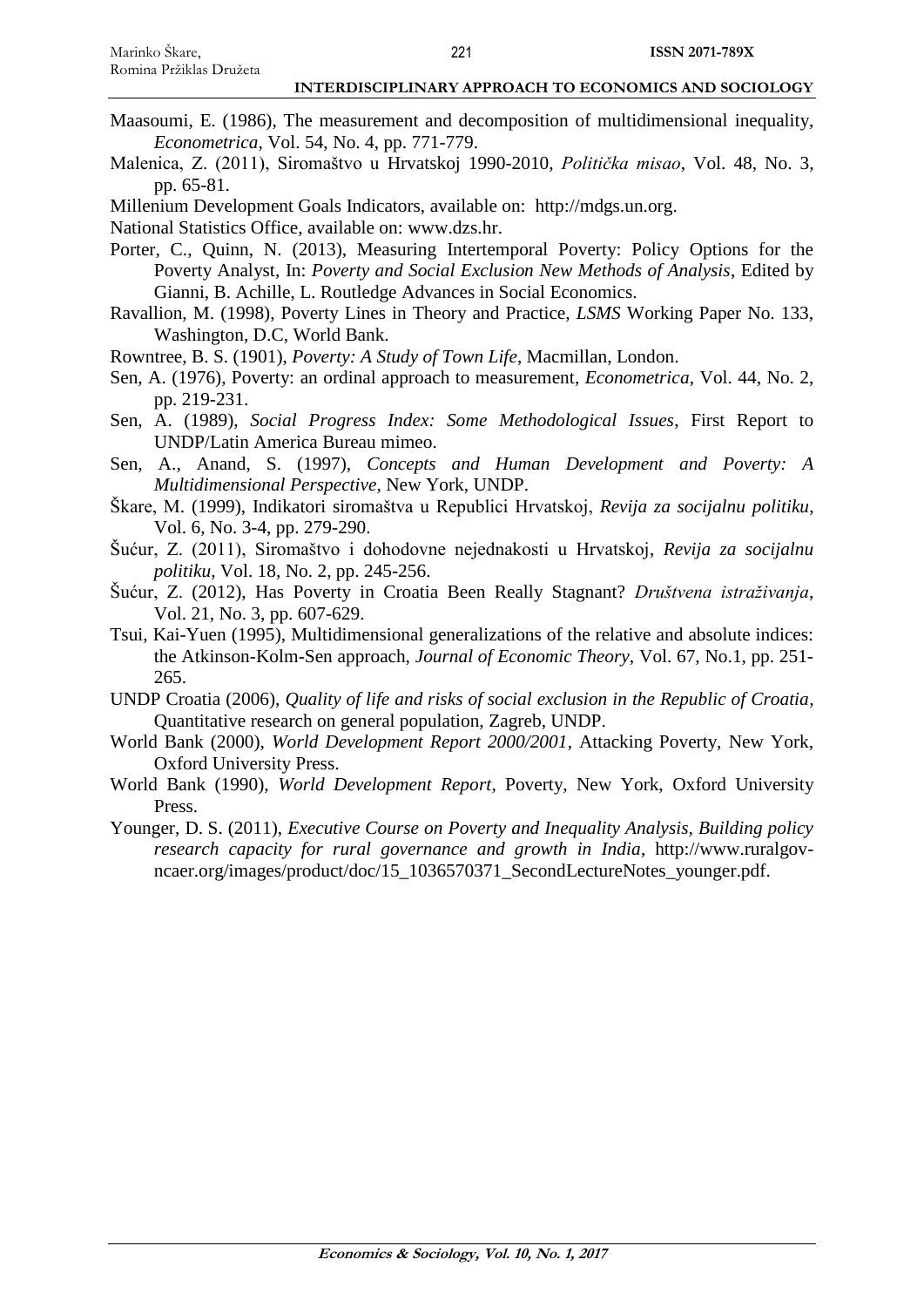Maasoumi, E. (1986), The measurement and decomposition of multidimensional inequality, *Econometrica*, Vol. 54, No. 4, pp. 771-779.

Malenica, Z. (2011), Siromaštvo u Hrvatskoj 1990-2010, *Politička misao*, Vol. 48, No. 3, pp. 65-81.

Millenium Development Goals Indicators, available on: http://mdgs.un.org.

National Statistics Office, available on: www.dzs.hr.

Porter, C., Quinn, N. (2013), Measuring Intertemporal Poverty: Policy Options for the Poverty Analyst, In: *Poverty and Social Exclusion New Methods of Analysis*, Edited by Gianni, B. Achille, L. Routledge Advances in Social Economics.

Ravallion, M. (1998), Poverty Lines in Theory and Practice, *LSMS* Working Paper No. 133, Washington, D.C, World Bank.

Rowntree, B. S. (1901), *Poverty: A Study of Town Life*, Macmillan, London.

Sen, A. (1976), Poverty: an ordinal approach to measurement, *Econometrica*, Vol. 44, No. 2, pp. 219-231.

Sen, A. (1989), *Social Progress Index: Some Methodological Issues*, First Report to UNDP/Latin America Bureau mimeo.

Sen, A., Anand, S. (1997), *Concepts and Human Development and Poverty: A Multidimensional Perspective*, New York, UNDP.

Škare, M. (1999), Indikatori siromaštva u Republici Hrvatskoj, *Revija za socijalnu politiku*, Vol. 6, No. 3-4, pp. 279-290.

Šućur, Z. (2011), Siromaštvo i dohodovne nejednakosti u Hrvatskoj, *Revija za socijalnu politiku*, Vol. 18, No. 2, pp. 245-256.

Šućur, Z. (2012), Has Poverty in Croatia Been Really Stagnant? *Društvena istraživanja*, Vol. 21, No. 3, pp. 607-629.

Tsui, Kai-Yuen (1995), Multidimensional generalizations of the relative and absolute indices: the Atkinson-Kolm-Sen approach, *Journal of Economic Theory*, Vol. 67, No.1, pp. 251-265.

UNDP Croatia (2006), *Quality of life and risks of social exclusion in the Republic of Croatia*, Quantitative research on general population, Zagreb, UNDP.

World Bank (2000), *World Development Report 2000/2001*, Attacking Poverty, New York, Oxford University Press.

World Bank (1990), *World Development Report*, Poverty, New York, Oxford University Press.

Younger, D. S. (2011), *Executive Course on Poverty and Inequality Analysis, Building policy research capacity for rural governance and growth in India*, http://www.ruralgov-ncaer.org/images/product/doc/15_1036570371_SecondLectureNotes_younger.pdf.